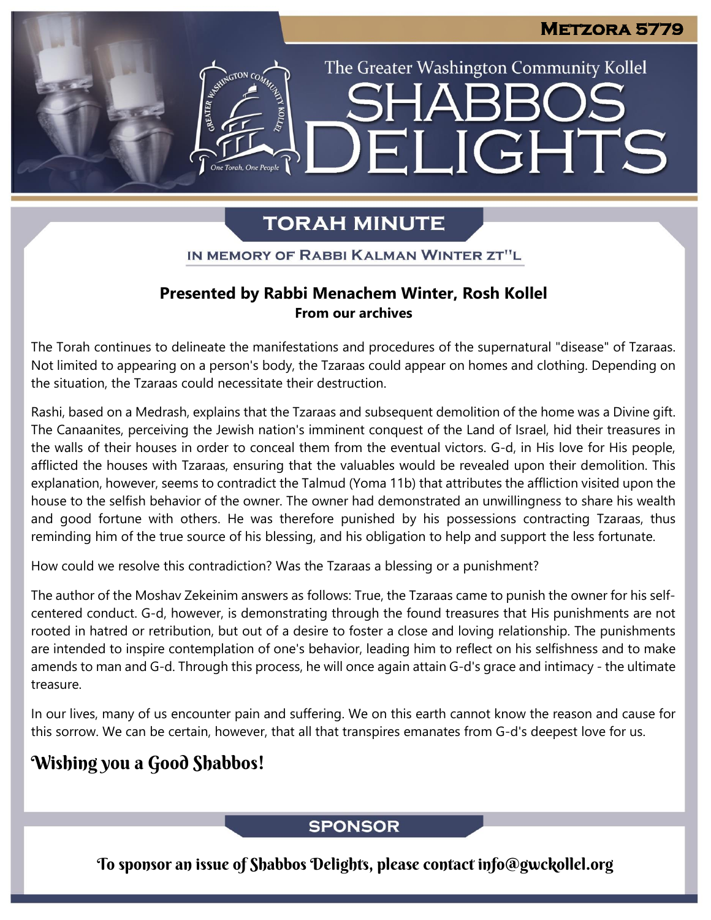Metzora 5779

The Greater Washington Community Kollel

# Shabbos Delights

## Torah Minute

In memory of Rabbi Kalman Winter zt"l

**Presented by Rabbi Menachem Winter, Rosh Kollel**
**From our archives**

The Torah continues to delineate the manifestations and procedures of the supernatural "disease" of Tzaraas. Not limited to appearing on a person's body, the Tzaraas could appear on homes and clothing. Depending on the situation, the Tzaraas could necessitate their destruction.

Rashi, based on a Medrash, explains that the Tzaraas and subsequent demolition of the home was a Divine gift. The Canaanites, perceiving the Jewish nation's imminent conquest of the Land of Israel, hid their treasures in the walls of their houses in order to conceal them from the eventual victors. G-d, in His love for His people, afflicted the houses with Tzaraas, ensuring that the valuables would be revealed upon their demolition. This explanation, however, seems to contradict the Talmud (Yoma 11b) that attributes the affliction visited upon the house to the selfish behavior of the owner. The owner had demonstrated an unwillingness to share his wealth and good fortune with others. He was therefore punished by his possessions contracting Tzaraas, thus reminding him of the true source of his blessing, and his obligation to help and support the less fortunate.

How could we resolve this contradiction? Was the Tzaraas a blessing or a punishment?

The author of the Moshav Zekeinim answers as follows: True, the Tzaraas came to punish the owner for his self-centered conduct. G-d, however, is demonstrating through the found treasures that His punishments are not rooted in hatred or retribution, but out of a desire to foster a close and loving relationship. The punishments are intended to inspire contemplation of one's behavior, leading him to reflect on his selfishness and to make amends to man and G-d. Through this process, he will once again attain G-d's grace and intimacy - the ultimate treasure.

In our lives, many of us encounter pain and suffering. We on this earth cannot know the reason and cause for this sorrow. We can be certain, however, that all that transpires emanates from G-d's deepest love for us.

### Wishing you a Good Shabbos!

## Sponsor

To sponsor an issue of Shabbos Delights, please contact info@gwckollel.org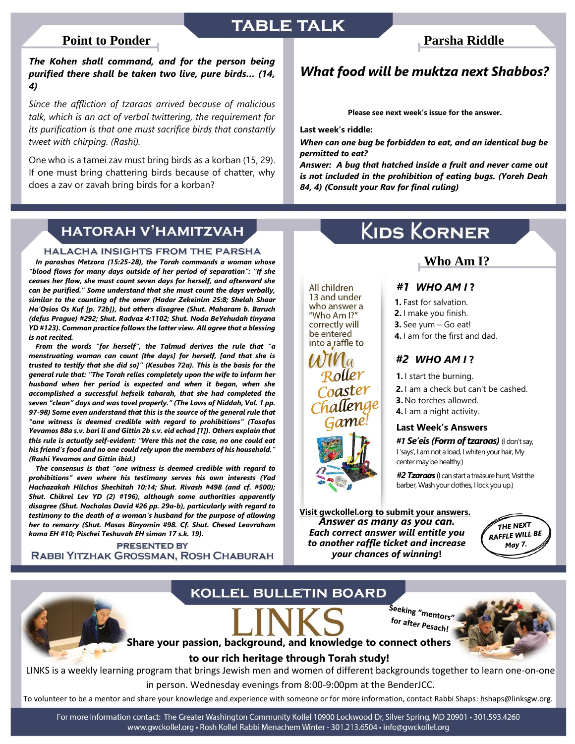# TABLE TALK

## Point to Ponder

***The Kohen shall command, and for the person being purified there shall be taken two live, pure birds... (14, 4)***

*Since the affliction of tzaraas arrived because of malicious talk, which is an act of verbal twittering, the requirement for its purification is that one must sacrifice birds that constantly tweet with chirping. (Rashi).*

One who is a tamei zav must bring birds as a korban (15, 29). If one must bring chattering birds because of chatter, why does a zav or zavah bring birds for a korban?

## Parsha Riddle

***What food will be muktza next Shabbos?***

**Please see next week's issue for the answer.**

**Last week's riddle:**

***When can one bug be forbidden to eat, and an identical bug be permitted to eat?***

***Answer: A bug that hatched inside a fruit and never came out is not included in the prohibition of eating bugs. (Yoreh Deah 84, 4) (Consult your Rav for final ruling)***

# HATORAH V'HAMITZVAH

## HALACHA INSIGHTS FROM THE PARSHA

***In parashas Metzora (15:25-28), the Torah commands a woman whose "blood flows for many days outside of her period of separation": "If she ceases her flow, she must count seven days for herself, and afterward she can be purified." Some understand that she must count the days verbally, similar to the counting of the omer (Hadar Zekeinim 25:8; Shelah Shaar Ha'Osios Os Kuf [p. 72b]), but others disagree (Shut. Maharam b. Baruch (defus Prague) #292; Shut. Radvaz 4:1102; Shut. Noda BeYehudah tinyana YD #123). Common practice follows the latter view. All agree that a blessing is not recited.***

***From the words "for herself", the Talmud derives the rule that "a menstruating woman can count [the days] for herself, [and that she is trusted to testify that she did so]" (Kesubos 72a). This is the basis for the general rule that: "The Torah relies completely upon the wife to inform her husband when her period is expected and when it began, when she accomplished a successful hefseik taharah, that she had completed the seven "clean" days and was tovel properly." (The Laws of Niddah, Vol. 1 pp. 97-98) Some even understand that this is the source of the general rule that "one witness is deemed credible with regard to prohibitions" (Tosafos Yevamos 88a s.v. bari li and Gittin 2b s.v. eid echad [1]). Others explain that this rule is actually self-evident: "Were this not the case, no one could eat his friend's food and no one could rely upon the members of his household." (Rashi Yevamos and Gittin ibid.)***

***The consensus is that "one witness is deemed credible with regard to prohibitions" even where his testimony serves his own interests (Yad Hachazakah Hilchos Shechitah 10:14; Shut. Rivash #498 (and cf. #500); Shut. Chikrei Lev YD (2) #196), although some authorities apparently disagree (Shut. Nachalas David #26 pp. 29a-b), particularly with regard to testimony to the death of a woman's husband for the purpose of allowing her to remarry (Shut. Masas Binyamin #98. Cf. Shut. Chesed Leavraham kama EH #10; Pischei Teshuvah EH siman 17 s.k. 19).***

PRESENTED BY
RABBI YITZHAK GROSSMAN, ROSH CHABURAH

# KIDS KORNER

## Who Am I?

All children 13 and under who answer a "Who Am I?" correctly will be entered into a raffle to **Win a Roller Coaster Challenge Game!**

### #1 WHO AM I ?

1. Fast for salvation.
2. I make you finish.
3. See yum – Go eat!
4. I am for the first and dad.

### #2 WHO AM I ?

1. I start the burning.
2. I am a check but can't be cashed.
3. No torches allowed.
4. I am a night activity.

### Last Week's Answers

***#1 Se'eis (Form of tzaraas)*** (I don't say, I 'says', I am not a load, I whiten your hair, My center may be healthy.)

***#2 Tzaraas*** (I can start a treasure hunt, Visit the barber, Wash your clothes, I lock you up.)

**Visit gwckollel.org to submit your answers.**
***Answer as many as you can. Each correct answer will entitle you to another raffle ticket and increase your chances of winning!***

***THE NEXT RAFFLE WILL BE May 7.***

# KOLLEL BULLETIN BOARD

## LINKS

**Seeking "mentors" for after Pesach!**

**Share your passion, background, and knowledge to connect others to our rich heritage through Torah study!**

LINKS is a weekly learning program that brings Jewish men and women of different backgrounds together to learn one-on-one in person. Wednesday evenings from 8:00-9:00pm at the BenderJCC.

To volunteer to be a mentor and share your knowledge and experience with someone or for more information, contact Rabbi Shaps: hshaps@linksgw.org.

For more information contact: The Greater Washington Community Kollel 10900 Lockwood Dr, Silver Spring, MD 20901 • 301.593.4260
www.gwckollel.org • Rosh Kollel Rabbi Menachem Winter - 301.213.6504 • info@gwckollel.org